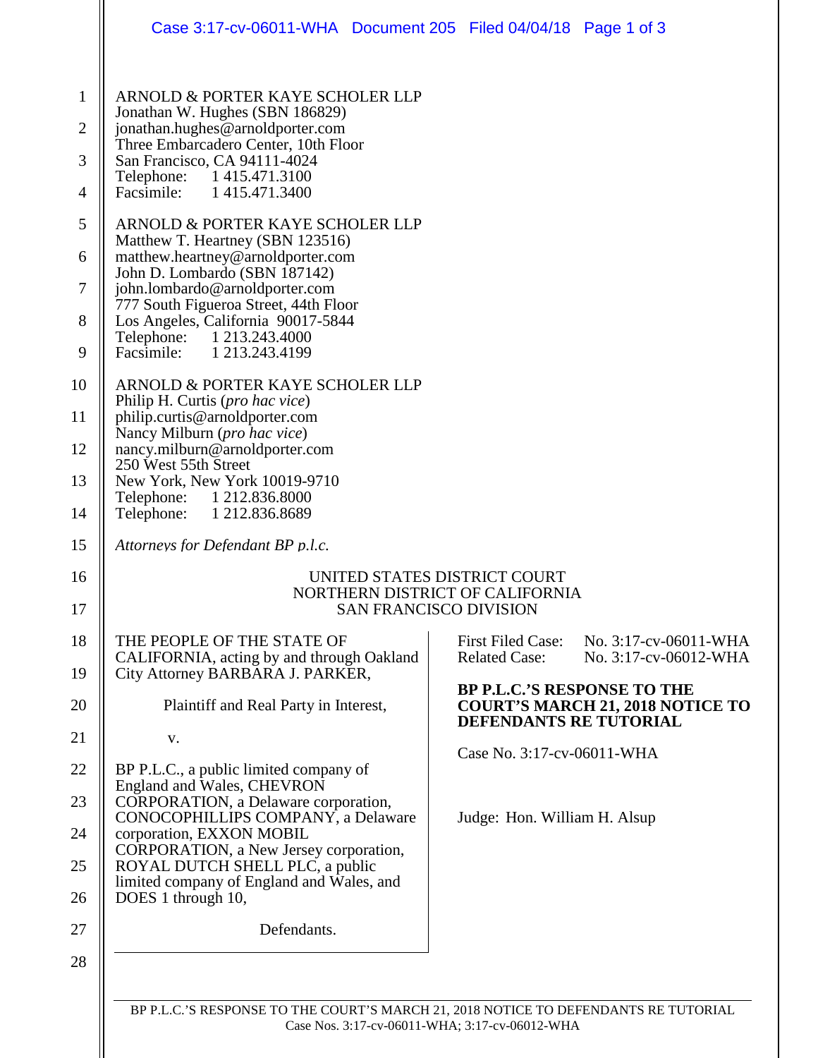ARNOLD & PORTER KAYE SCHOLER LLP
Jonathan W. Hughes (SBN 186829)
jonathan.hughes@arnoldporter.com
Three Embarcadero Center, 10th Floor
San Francisco, CA 94111-4024
Telephone: 1 415.471.3100
Facsimile: 1 415.471.3400

ARNOLD & PORTER KAYE SCHOLER LLP
Matthew T. Heartney (SBN 123516)
matthew.heartney@arnoldporter.com
John D. Lombardo (SBN 187142)
john.lombardo@arnoldporter.com
777 South Figueroa Street, 44th Floor
Los Angeles, California 90017-5844
Telephone: 1 213.243.4000
Facsimile: 1 213.243.4199

ARNOLD & PORTER KAYE SCHOLER LLP
Philip H. Curtis (*pro hac vice*)
philip.curtis@arnoldporter.com
Nancy Milburn (*pro hac vice*)
nancy.milburn@arnoldporter.com
250 West 55th Street
New York, New York 10019-9710
Telephone: 1 212.836.8000
Telephone: 1 212.836.8689

*Attorneys for Defendant BP p.l.c.*

UNITED STATES DISTRICT COURT
NORTHERN DISTRICT OF CALIFORNIA
SAN FRANCISCO DIVISION

THE PEOPLE OF THE STATE OF CALIFORNIA, acting by and through Oakland City Attorney BARBARA J. PARKER,

Plaintiff and Real Party in Interest,

v.

BP P.L.C., a public limited company of England and Wales, CHEVRON CORPORATION, a Delaware corporation, CONOCOPHILLIPS COMPANY, a Delaware corporation, EXXON MOBIL CORPORATION, a New Jersey corporation, ROYAL DUTCH SHELL PLC, a public limited company of England and Wales, and DOES 1 through 10,

Defendants.

First Filed Case: No. 3:17-cv-06011-WHA
Related Case: No. 3:17-cv-06012-WHA

**BP P.L.C.'S RESPONSE TO THE COURT'S MARCH 21, 2018 NOTICE TO DEFENDANTS RE TUTORIAL**

Case No. 3:17-cv-06011-WHA

Judge: Hon. William H. Alsup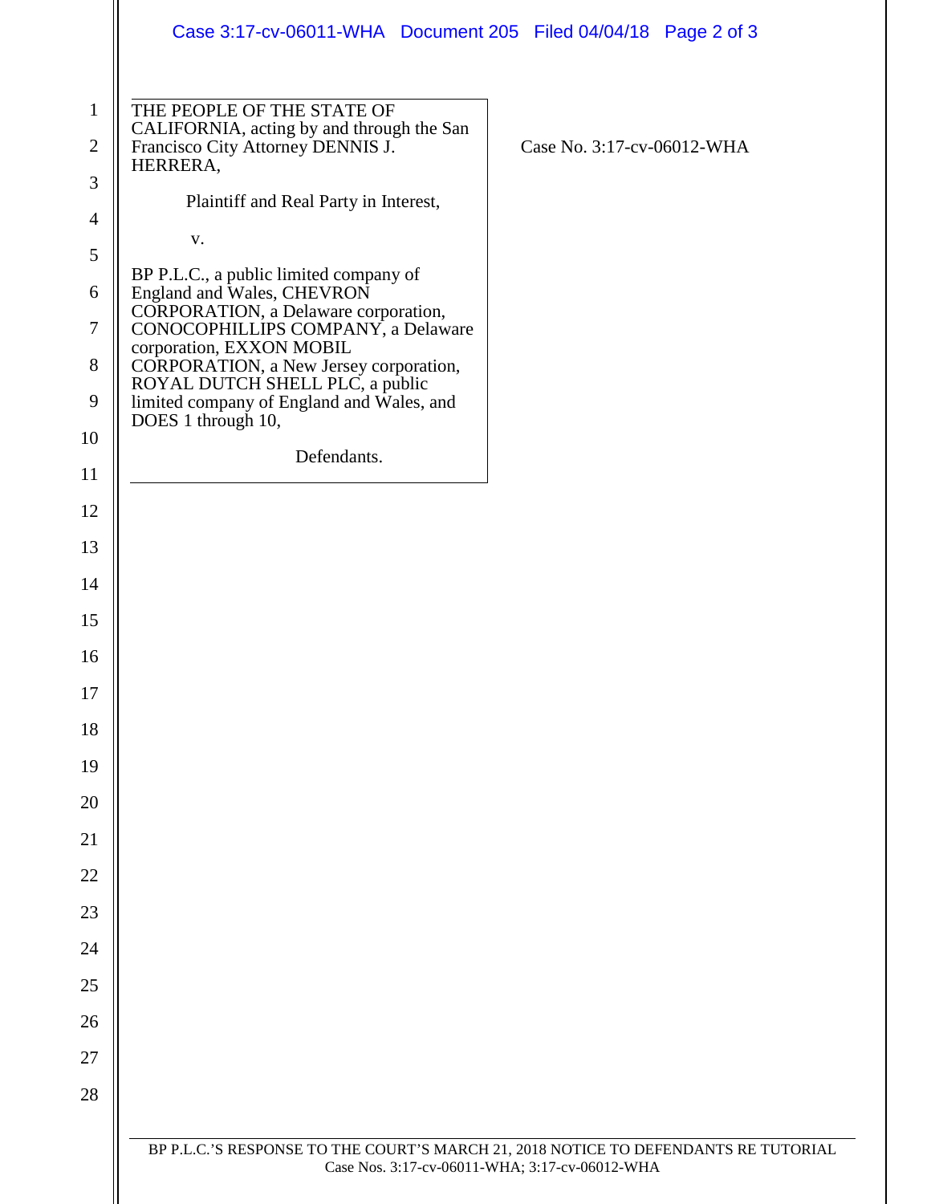THE PEOPLE OF THE STATE OF CALIFORNIA, acting by and through the San Francisco City Attorney DENNIS J. HERRERA,

Plaintiff and Real Party in Interest,

v.

BP P.L.C., a public limited company of England and Wales, CHEVRON CORPORATION, a Delaware corporation, CONOCOPHILLIPS COMPANY, a Delaware corporation, EXXON MOBIL CORPORATION, a New Jersey corporation, ROYAL DUTCH SHELL PLC, a public limited company of England and Wales, and DOES 1 through 10,

Defendants.

Case No. 3:17-cv-06012-WHA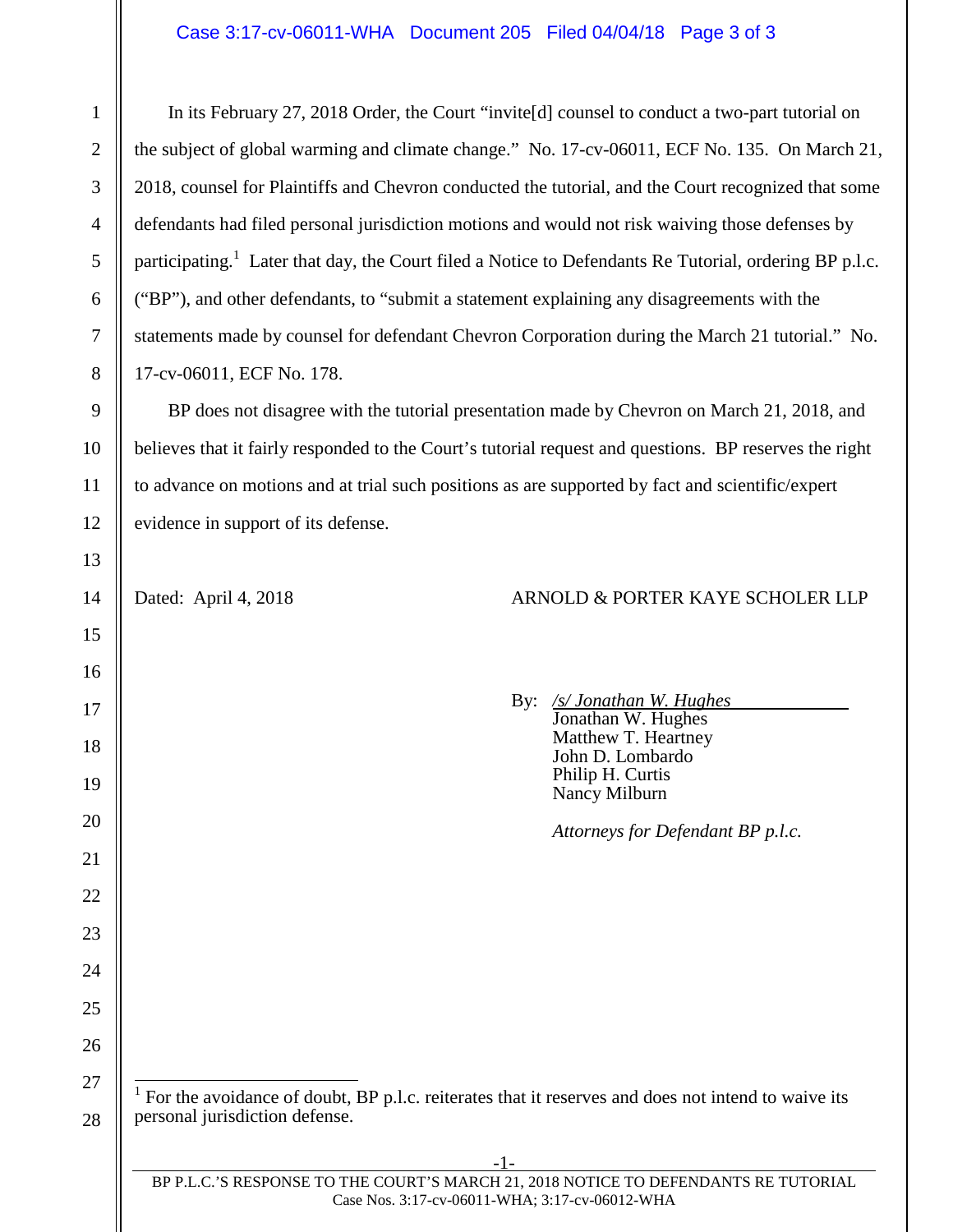In its February 27, 2018 Order, the Court "invite[d] counsel to conduct a two-part tutorial on the subject of global warming and climate change." No. 17-cv-06011, ECF No. 135. On March 21, 2018, counsel for Plaintiffs and Chevron conducted the tutorial, and the Court recognized that some defendants had filed personal jurisdiction motions and would not risk waiving those defenses by participating.[1] Later that day, the Court filed a Notice to Defendants Re Tutorial, ordering BP p.l.c. ("BP"), and other defendants, to "submit a statement explaining any disagreements with the statements made by counsel for defendant Chevron Corporation during the March 21 tutorial." No. 17-cv-06011, ECF No. 178.

BP does not disagree with the tutorial presentation made by Chevron on March 21, 2018, and believes that it fairly responded to the Court's tutorial request and questions. BP reserves the right to advance on motions and at trial such positions as are supported by fact and scientific/expert evidence in support of its defense.

Dated: April 4, 2018

ARNOLD & PORTER KAYE SCHOLER LLP

By: */s/ Jonathan W. Hughes*
Jonathan W. Hughes
Matthew T. Heartney
John D. Lombardo
Philip H. Curtis
Nancy Milburn

*Attorneys for Defendant BP p.l.c.*

---

[1] For the avoidance of doubt, BP p.l.c. reiterates that it reserves and does not intend to waive its personal jurisdiction defense.

BP P.L.C.'S RESPONSE TO THE COURT'S MARCH 21, 2018 NOTICE TO DEFENDANTS RE TUTORIAL
Case Nos. 3:17-cv-06011-WHA; 3:17-cv-06012-WHA